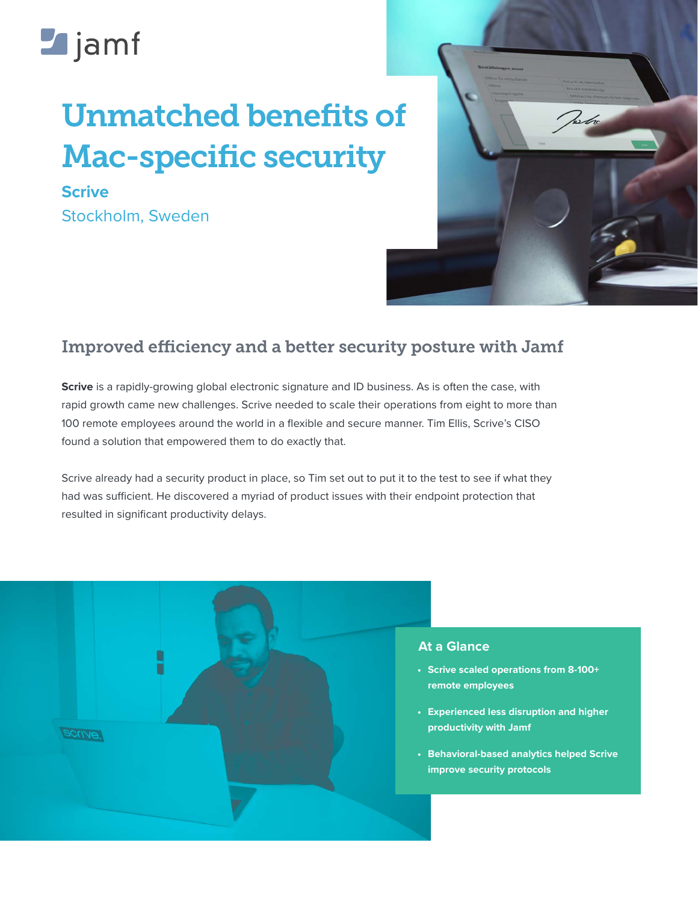jamf

# Unmatched benefits of Mac-specific security

**Scrive**

Stockholm, Sweden

## Improved efficiency and a better security posture with Jamf

**Scrive** is a rapidly-growing global electronic signature and ID business. As is often the case, with rapid growth came new challenges. Scrive needed to scale their operations from eight to more than 100 remote employees around the world in a flexible and secure manner. Tim Ellis, Scrive's CISO found a solution that empowered them to do exactly that.

Scrive already had a security product in place, so Tim set out to put it to the test to see if what they had was sufficient. He discovered a myriad of product issues with their endpoint protection that resulted in significant productivity delays.

### At a Glance

- **Scrive scaled operations from 8-100+ remote employees**
- **Experienced less disruption and higher productivity with Jamf**
- **Behavioral-based analytics helped Scrive improve security protocols**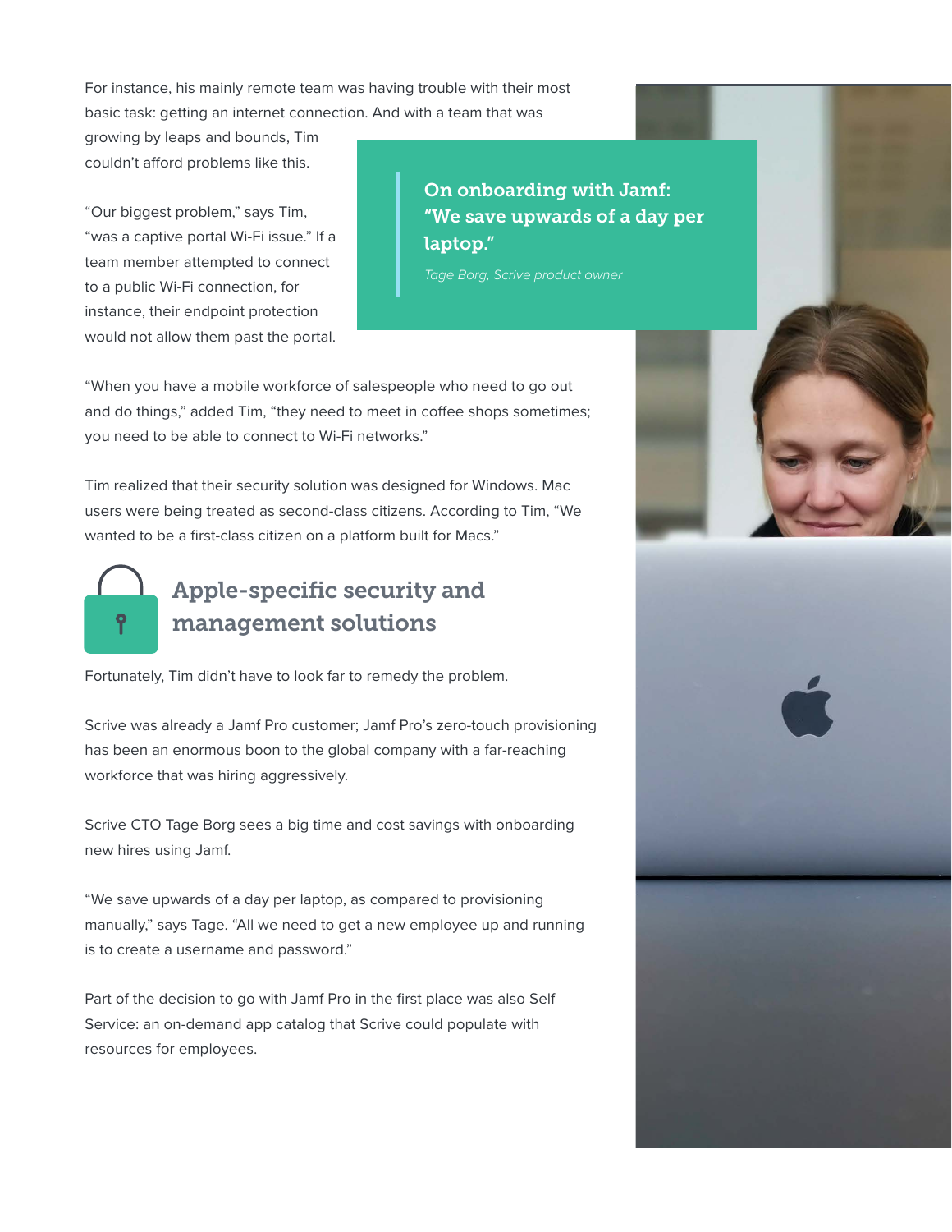For instance, his mainly remote team was having trouble with their most basic task: getting an internet connection. And with a team that was growing by leaps and bounds, Tim couldn't afford problems like this.

> **On onboarding with Jamf: "We save upwards of a day per laptop."**
>
> *Tage Borg, Scrive product owner*

"Our biggest problem," says Tim, "was a captive portal Wi-Fi issue." If a team member attempted to connect to a public Wi-Fi connection, for instance, their endpoint protection would not allow them past the portal.

"When you have a mobile workforce of salespeople who need to go out and do things," added Tim, "they need to meet in coffee shops sometimes; you need to be able to connect to Wi-Fi networks."

Tim realized that their security solution was designed for Windows. Mac users were being treated as second-class citizens. According to Tim, "We wanted to be a first-class citizen on a platform built for Macs."

## Apple-specific security and management solutions

Fortunately, Tim didn't have to look far to remedy the problem.

Scrive was already a Jamf Pro customer; Jamf Pro's zero-touch provisioning has been an enormous boon to the global company with a far-reaching workforce that was hiring aggressively.

Scrive CTO Tage Borg sees a big time and cost savings with onboarding new hires using Jamf.

"We save upwards of a day per laptop, as compared to provisioning manually," says Tage. "All we need to get a new employee up and running is to create a username and password."

Part of the decision to go with Jamf Pro in the first place was also Self Service: an on-demand app catalog that Scrive could populate with resources for employees.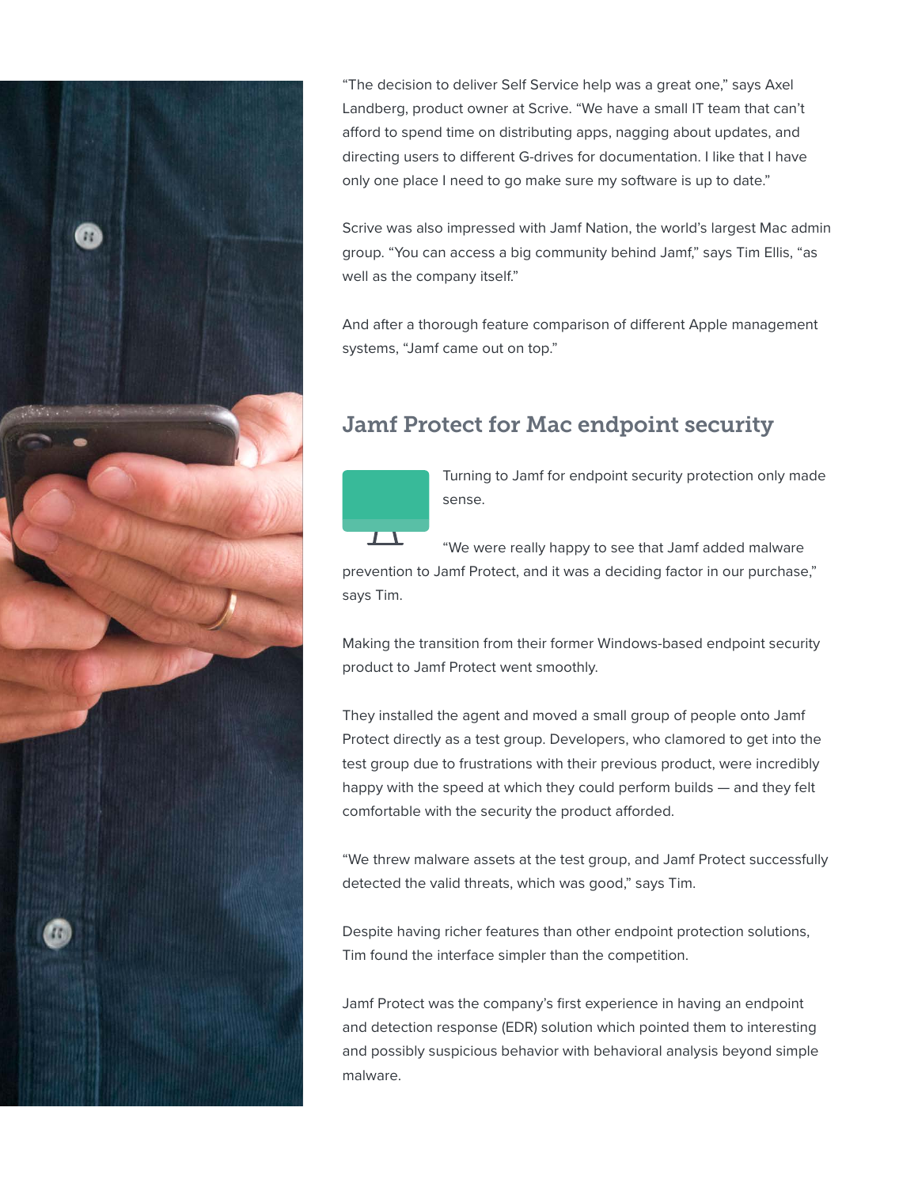"The decision to deliver Self Service help was a great one," says Axel Landberg, product owner at Scrive. "We have a small IT team that can't afford to spend time on distributing apps, nagging about updates, and directing users to different G-drives for documentation. I like that I have only one place I need to go make sure my software is up to date."

Scrive was also impressed with Jamf Nation, the world's largest Mac admin group. "You can access a big community behind Jamf," says Tim Ellis, "as well as the company itself."

And after a thorough feature comparison of different Apple management systems, "Jamf came out on top."

## Jamf Protect for Mac endpoint security

Turning to Jamf for endpoint security protection only made sense.

"We were really happy to see that Jamf added malware prevention to Jamf Protect, and it was a deciding factor in our purchase," says Tim.

Making the transition from their former Windows-based endpoint security product to Jamf Protect went smoothly.

They installed the agent and moved a small group of people onto Jamf Protect directly as a test group. Developers, who clamored to get into the test group due to frustrations with their previous product, were incredibly happy with the speed at which they could perform builds — and they felt comfortable with the security the product afforded.

"We threw malware assets at the test group, and Jamf Protect successfully detected the valid threats, which was good," says Tim.

Despite having richer features than other endpoint protection solutions, Tim found the interface simpler than the competition.

Jamf Protect was the company's first experience in having an endpoint and detection response (EDR) solution which pointed them to interesting and possibly suspicious behavior with behavioral analysis beyond simple malware.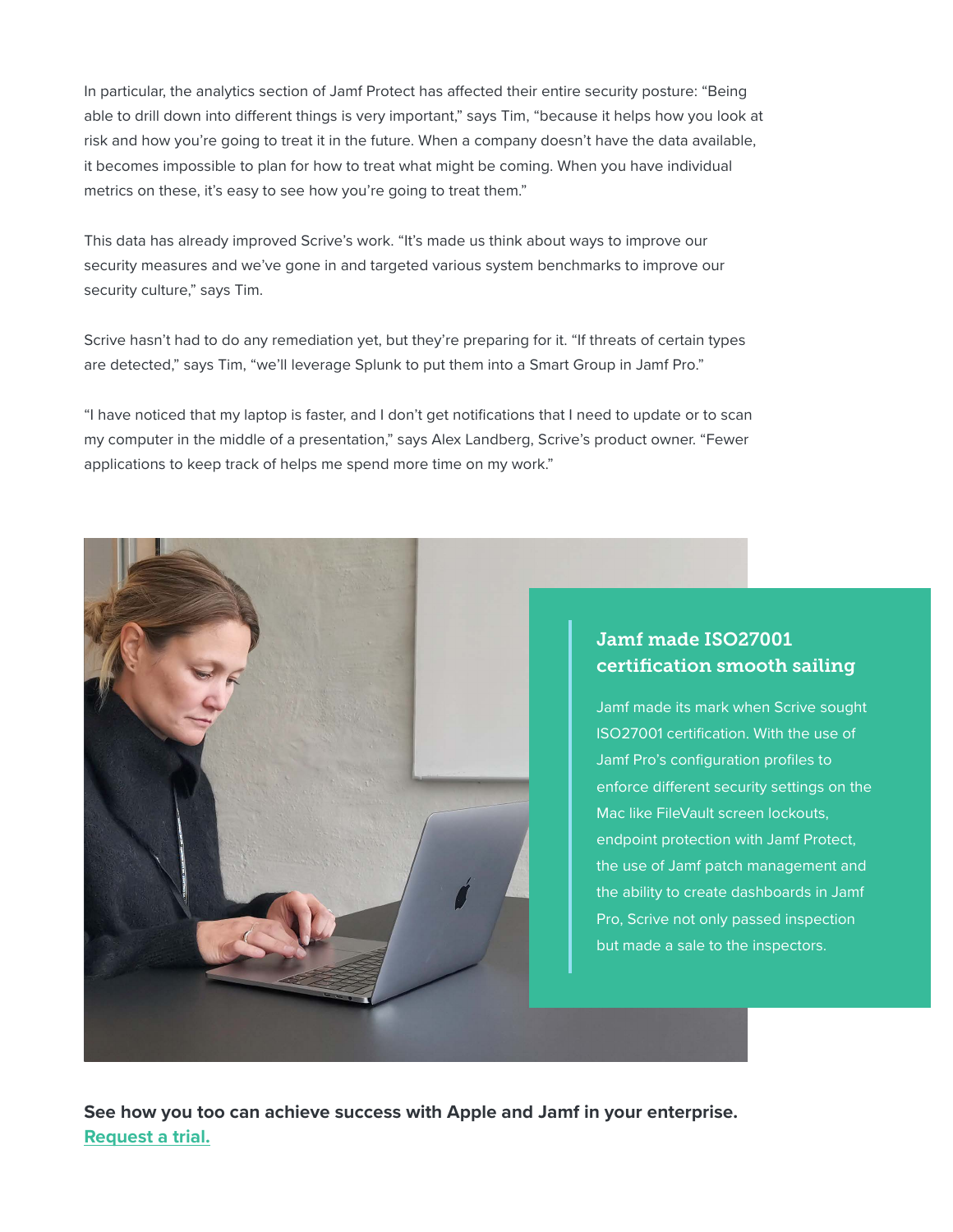In particular, the analytics section of Jamf Protect has affected their entire security posture: "Being able to drill down into different things is very important," says Tim, "because it helps how you look at risk and how you're going to treat it in the future. When a company doesn't have the data available, it becomes impossible to plan for how to treat what might be coming. When you have individual metrics on these, it's easy to see how you're going to treat them."

This data has already improved Scrive's work. "It's made us think about ways to improve our security measures and we've gone in and targeted various system benchmarks to improve our security culture," says Tim.

Scrive hasn't had to do any remediation yet, but they're preparing for it. "If threats of certain types are detected," says Tim, "we'll leverage Splunk to put them into a Smart Group in Jamf Pro."

"I have noticed that my laptop is faster, and I don't get notifications that I need to update or to scan my computer in the middle of a presentation," says Alex Landberg, Scrive's product owner. "Fewer applications to keep track of helps me spend more time on my work."

## Jamf made ISO27001 certification smooth sailing

Jamf made its mark when Scrive sought ISO27001 certification. With the use of Jamf Pro's configuration profiles to enforce different security settings on the Mac like FileVault screen lockouts, endpoint protection with Jamf Protect, the use of Jamf patch management and the ability to create dashboards in Jamf Pro, Scrive not only passed inspection but made a sale to the inspectors.

**See how you too can achieve success with Apple and Jamf in your enterprise.**
**Request a trial.**